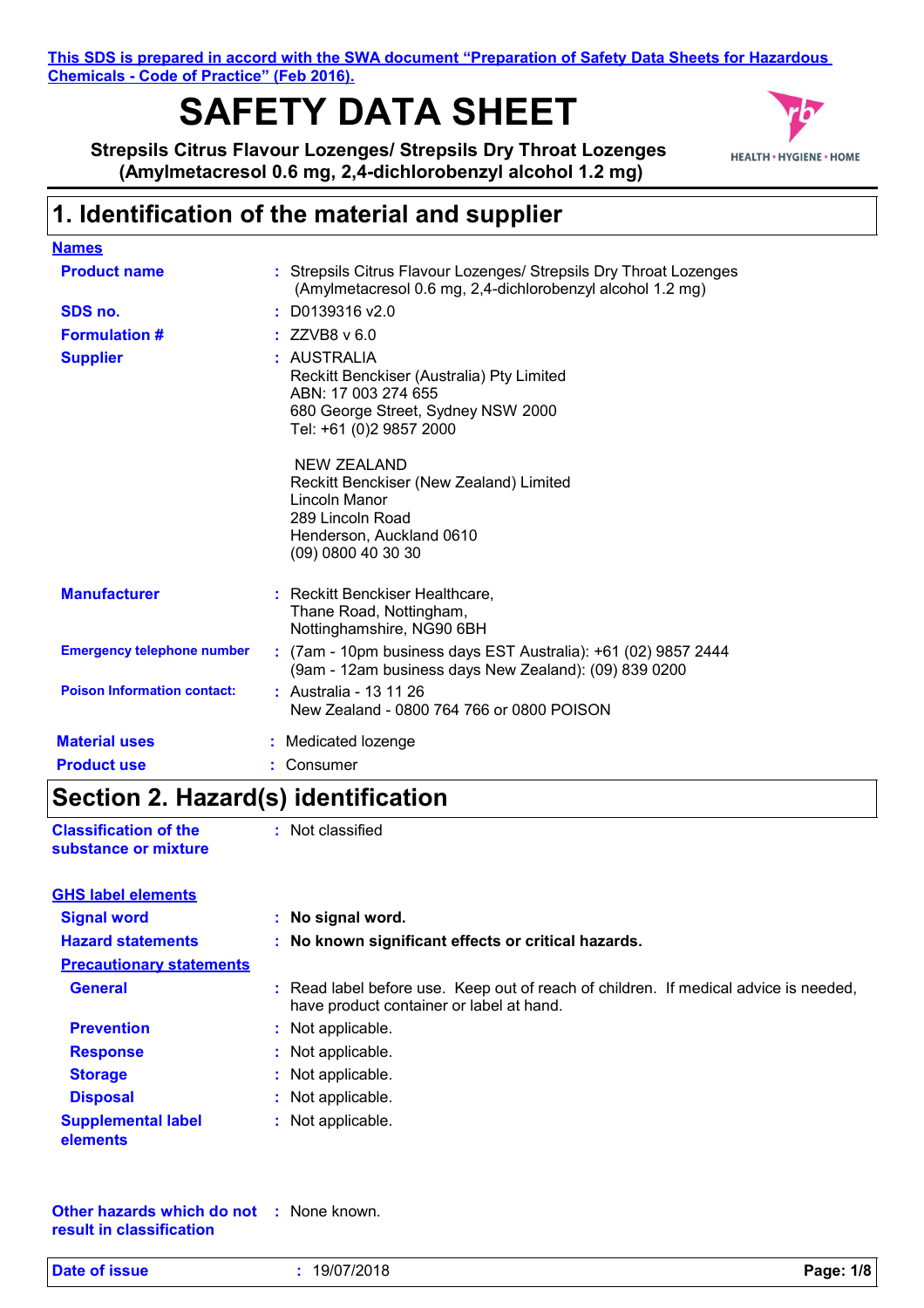**This SDS is prepared in accord with the SWA document "Preparation of Safety Data Sheets for Hazardous Chemicals - Code of Practice" (Feb 2016).**

# SAFETY DATA SHEET

**Strepsils Citrus Flavour Lozenges/ Strepsils Dry Throat Lozenges (Amylmetacresol 0.6 mg, 2,4-dichlorobenzyl alcohol 1.2 mg)**

## 1. Identification of the material and supplier

**Names**

**Product name** : Strepsils Citrus Flavour Lozenges/ Strepsils Dry Throat Lozenges (Amylmetacresol 0.6 mg, 2,4-dichlorobenzyl alcohol 1.2 mg)

**SDS no.** : D0139316 v2.0

**Formulation #** : ZZVB8 v 6.0

**Supplier** : AUSTRALIA
Reckitt Benckiser (Australia) Pty Limited
ABN: 17 003 274 655
680 George Street, Sydney NSW 2000
Tel: +61 (0)2 9857 2000

NEW ZEALAND
Reckitt Benckiser (New Zealand) Limited
Lincoln Manor
289 Lincoln Road
Henderson, Auckland 0610
(09) 0800 40 30 30

**Manufacturer** : Reckitt Benckiser Healthcare,
Thane Road, Nottingham,
Nottinghamshire, NG90 6BH

**Emergency telephone number** : (7am - 10pm business days EST Australia): +61 (02) 9857 2444
(9am - 12am business days New Zealand): (09) 839 0200

**Poison Information contact:** : Australia - 13 11 26
New Zealand - 0800 764 766 or 0800 POISON

**Material uses** : Medicated lozenge

**Product use** : Consumer

## Section 2. Hazard(s) identification

**Classification of the substance or mixture** : Not classified

**GHS label elements**

**Signal word** : **No signal word.**

**Hazard statements** : **No known significant effects or critical hazards.**

**Precautionary statements**

**General** : Read label before use. Keep out of reach of children. If medical advice is needed, have product container or label at hand.

**Prevention** : Not applicable.

**Response** : Not applicable.

**Storage** : Not applicable.

**Disposal** : Not applicable.

**Supplemental label elements** : Not applicable.

**Other hazards which do not result in classification** : None known.

**Date of issue** : 19/07/2018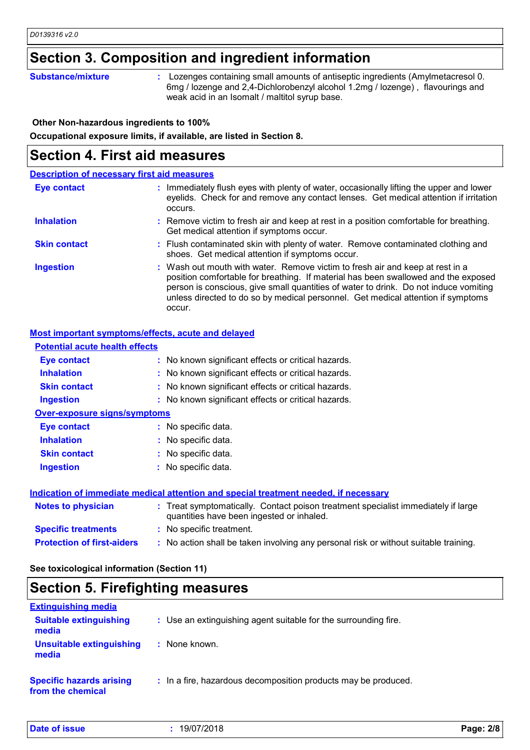## Section 3. Composition and ingredient information

**Substance/mixture** : Lozenges containing small amounts of antiseptic ingredients (Amylmetacresol 0. 6mg / lozenge and 2,4-Dichlorobenzyl alcohol 1.2mg / lozenge) , flavourings and weak acid in an Isomalt / maltitol syrup base.

**Other Non-hazardous ingredients to 100%**

**Occupational exposure limits, if available, are listed in Section 8.**

## Section 4. First aid measures

### Description of necessary first aid measures

**Eye contact** : Immediately flush eyes with plenty of water, occasionally lifting the upper and lower eyelids. Check for and remove any contact lenses. Get medical attention if irritation occurs.

**Inhalation** : Remove victim to fresh air and keep at rest in a position comfortable for breathing. Get medical attention if symptoms occur.

**Skin contact** : Flush contaminated skin with plenty of water. Remove contaminated clothing and shoes. Get medical attention if symptoms occur.

**Ingestion** : Wash out mouth with water. Remove victim to fresh air and keep at rest in a position comfortable for breathing. If material has been swallowed and the exposed person is conscious, give small quantities of water to drink. Do not induce vomiting unless directed to do so by medical personnel. Get medical attention if symptoms occur.

### Most important symptoms/effects, acute and delayed

#### Potential acute health effects

**Eye contact** : No known significant effects or critical hazards.

**Inhalation** : No known significant effects or critical hazards.

**Skin contact** : No known significant effects or critical hazards.

**Ingestion** : No known significant effects or critical hazards.

#### Over-exposure signs/symptoms

**Eye contact** : No specific data.

**Inhalation** : No specific data.

**Skin contact** : No specific data.

**Ingestion** : No specific data.

### Indication of immediate medical attention and special treatment needed, if necessary

**Notes to physician** : Treat symptomatically. Contact poison treatment specialist immediately if large quantities have been ingested or inhaled.

**Specific treatments** : No specific treatment.

**Protection of first-aiders** : No action shall be taken involving any personal risk or without suitable training.

**See toxicological information (Section 11)**

## Section 5. Firefighting measures

### Extinguishing media

**Suitable extinguishing media** : Use an extinguishing agent suitable for the surrounding fire.

**Unsuitable extinguishing media** : None known.

**Specific hazards arising from the chemical** : In a fire, hazardous decomposition products may be produced.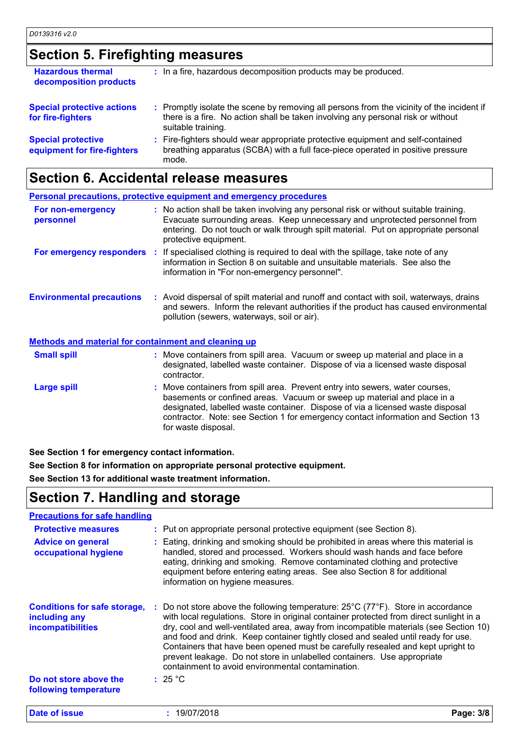## Section 5. Firefighting measures

**Hazardous thermal decomposition products** : In a fire, hazardous decomposition products may be produced.

**Special protective actions for fire-fighters** : Promptly isolate the scene by removing all persons from the vicinity of the incident if there is a fire. No action shall be taken involving any personal risk or without suitable training.

**Special protective equipment for fire-fighters** : Fire-fighters should wear appropriate protective equipment and self-contained breathing apparatus (SCBA) with a full face-piece operated in positive pressure mode.

## Section 6. Accidental release measures

### Personal precautions, protective equipment and emergency procedures

**For non-emergency personnel** : No action shall be taken involving any personal risk or without suitable training. Evacuate surrounding areas. Keep unnecessary and unprotected personnel from entering. Do not touch or walk through spilt material. Put on appropriate personal protective equipment.

**For emergency responders** : If specialised clothing is required to deal with the spillage, take note of any information in Section 8 on suitable and unsuitable materials. See also the information in "For non-emergency personnel".

**Environmental precautions** : Avoid dispersal of spilt material and runoff and contact with soil, waterways, drains and sewers. Inform the relevant authorities if the product has caused environmental pollution (sewers, waterways, soil or air).

### Methods and material for containment and cleaning up

**Small spill** : Move containers from spill area. Vacuum or sweep up material and place in a designated, labelled waste container. Dispose of via a licensed waste disposal contractor.

**Large spill** : Move containers from spill area. Prevent entry into sewers, water courses, basements or confined areas. Vacuum or sweep up material and place in a designated, labelled waste container. Dispose of via a licensed waste disposal contractor. Note: see Section 1 for emergency contact information and Section 13 for waste disposal.

**See Section 1 for emergency contact information.**

**See Section 8 for information on appropriate personal protective equipment.**

**See Section 13 for additional waste treatment information.**

## Section 7. Handling and storage

### Precautions for safe handling

**Protective measures** : Put on appropriate personal protective equipment (see Section 8).

**Advice on general occupational hygiene** : Eating, drinking and smoking should be prohibited in areas where this material is handled, stored and processed. Workers should wash hands and face before eating, drinking and smoking. Remove contaminated clothing and protective equipment before entering eating areas. See also Section 8 for additional information on hygiene measures.

**Conditions for safe storage, including any incompatibilities** : Do not store above the following temperature: 25°C (77°F). Store in accordance with local regulations. Store in original container protected from direct sunlight in a dry, cool and well-ventilated area, away from incompatible materials (see Section 10) and food and drink. Keep container tightly closed and sealed until ready for use. Containers that have been opened must be carefully resealed and kept upright to prevent leakage. Do not store in unlabelled containers. Use appropriate containment to avoid environmental contamination.

**Do not store above the following temperature** : 25 °C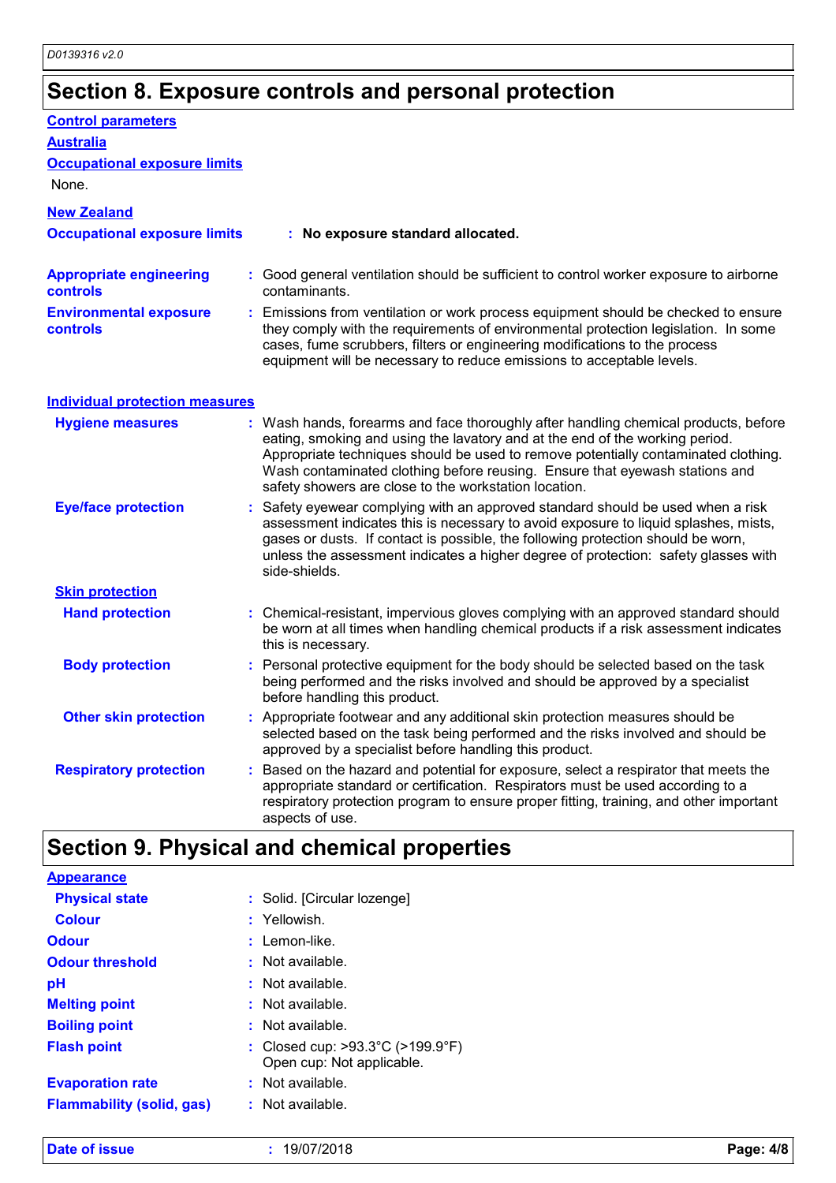## Section 8. Exposure controls and personal protection

**Control parameters**

**Australia**

**Occupational exposure limits**

None.

**New Zealand**

**Occupational exposure limits** : **No exposure standard allocated.**

**Appropriate engineering controls** : Good general ventilation should be sufficient to control worker exposure to airborne contaminants.

**Environmental exposure controls** : Emissions from ventilation or work process equipment should be checked to ensure they comply with the requirements of environmental protection legislation. In some cases, fume scrubbers, filters or engineering modifications to the process equipment will be necessary to reduce emissions to acceptable levels.

**Individual protection measures**

**Hygiene measures** : Wash hands, forearms and face thoroughly after handling chemical products, before eating, smoking and using the lavatory and at the end of the working period. Appropriate techniques should be used to remove potentially contaminated clothing. Wash contaminated clothing before reusing. Ensure that eyewash stations and safety showers are close to the workstation location.

**Eye/face protection** : Safety eyewear complying with an approved standard should be used when a risk assessment indicates this is necessary to avoid exposure to liquid splashes, mists, gases or dusts. If contact is possible, the following protection should be worn, unless the assessment indicates a higher degree of protection: safety glasses with side-shields.

**Skin protection**

**Hand protection** : Chemical-resistant, impervious gloves complying with an approved standard should be worn at all times when handling chemical products if a risk assessment indicates this is necessary.

**Body protection** : Personal protective equipment for the body should be selected based on the task being performed and the risks involved and should be approved by a specialist before handling this product.

**Other skin protection** : Appropriate footwear and any additional skin protection measures should be selected based on the task being performed and the risks involved and should be approved by a specialist before handling this product.

**Respiratory protection** : Based on the hazard and potential for exposure, select a respirator that meets the appropriate standard or certification. Respirators must be used according to a respiratory protection program to ensure proper fitting, training, and other important aspects of use.

## Section 9. Physical and chemical properties

**Appearance**

**Physical state** : Solid. [Circular lozenge]

**Colour** : Yellowish.

**Odour** : Lemon-like.

**Odour threshold** : Not available.

**pH** : Not available.

**Melting point** : Not available.

**Boiling point** : Not available.

**Flash point** : Closed cup: >93.3°C (>199.9°F)
Open cup: Not applicable.

**Evaporation rate** : Not available.

**Flammability (solid, gas)** : Not available.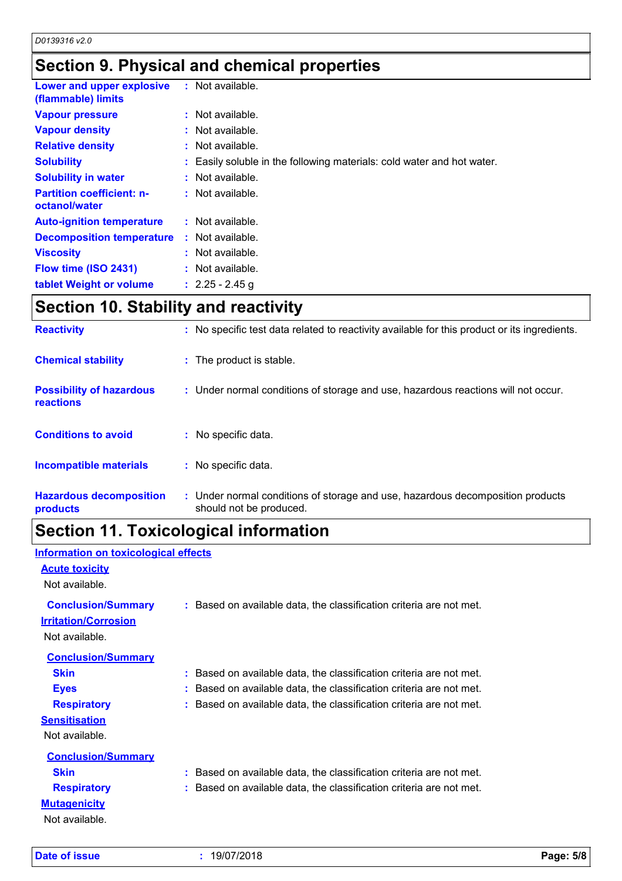## Section 9. Physical and chemical properties

| | |
|---|---|
| **Lower and upper explosive (flammable) limits** | : Not available. |
| **Vapour pressure** | : Not available. |
| **Vapour density** | : Not available. |
| **Relative density** | : Not available. |
| **Solubility** | : Easily soluble in the following materials: cold water and hot water. |
| **Solubility in water** | : Not available. |
| **Partition coefficient: n-octanol/water** | : Not available. |
| **Auto-ignition temperature** | : Not available. |
| **Decomposition temperature** | : Not available. |
| **Viscosity** | : Not available. |
| **Flow time (ISO 2431)** | : Not available. |
| **tablet Weight or volume** | : 2.25 - 2.45 g |

## Section 10. Stability and reactivity

| | |
|---|---|
| **Reactivity** | : No specific test data related to reactivity available for this product or its ingredients. |
| **Chemical stability** | : The product is stable. |
| **Possibility of hazardous reactions** | : Under normal conditions of storage and use, hazardous reactions will not occur. |
| **Conditions to avoid** | : No specific data. |
| **Incompatible materials** | : No specific data. |
| **Hazardous decomposition products** | : Under normal conditions of storage and use, hazardous decomposition products should not be produced. |

## Section 11. Toxicological information

**Information on toxicological effects**

**Acute toxicity**

Not available.

**Conclusion/Summary** : Based on available data, the classification criteria are not met.

**Irritation/Corrosion**

Not available.

**Conclusion/Summary**

- **Skin** : Based on available data, the classification criteria are not met.
- **Eyes** : Based on available data, the classification criteria are not met.
- **Respiratory** : Based on available data, the classification criteria are not met.

**Sensitisation**

Not available.

**Conclusion/Summary**

- **Skin** : Based on available data, the classification criteria are not met.
- **Respiratory** : Based on available data, the classification criteria are not met.

**Mutagenicity**

Not available.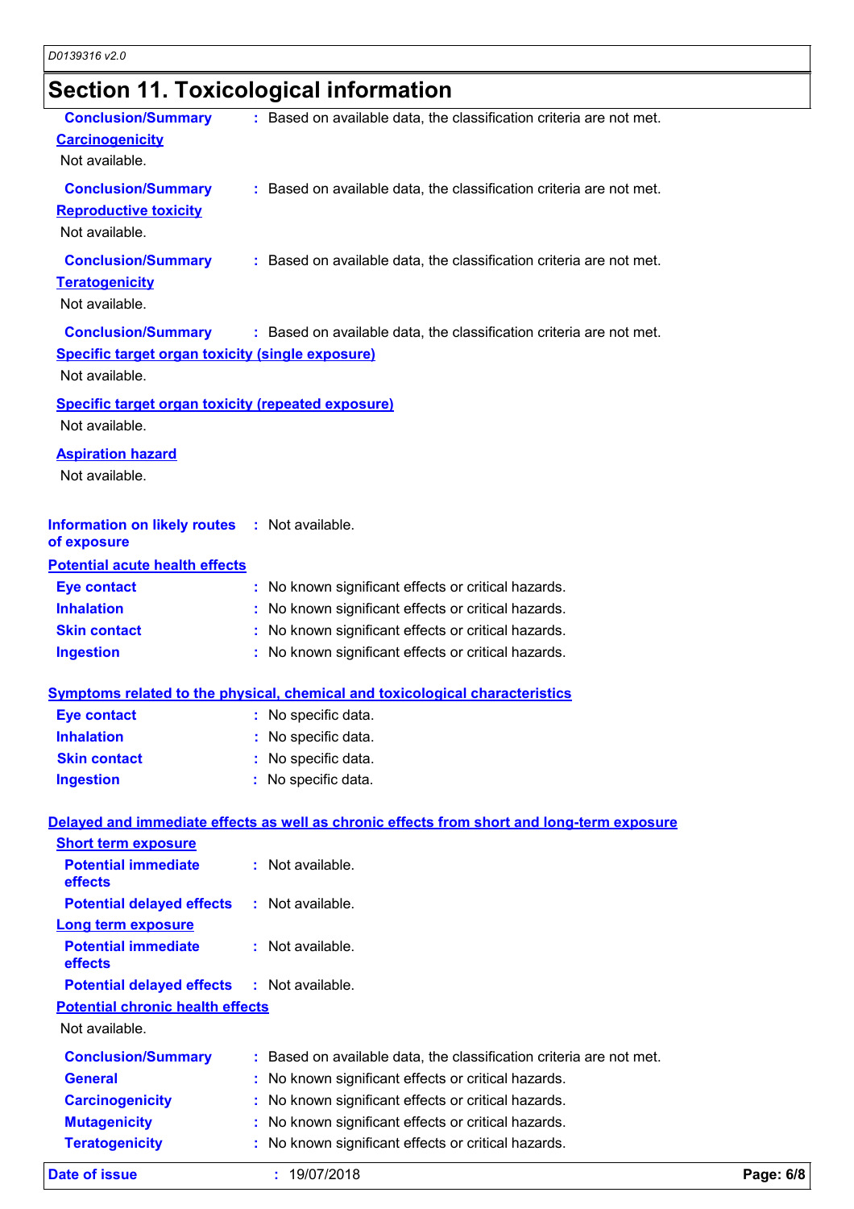## Section 11. Toxicological information

**Conclusion/Summary** : Based on available data, the classification criteria are not met.

**Carcinogenicity**

Not available.

**Conclusion/Summary** : Based on available data, the classification criteria are not met.

**Reproductive toxicity**

Not available.

**Conclusion/Summary** : Based on available data, the classification criteria are not met.

**Teratogenicity**

Not available.

**Conclusion/Summary** : Based on available data, the classification criteria are not met.

**Specific target organ toxicity (single exposure)**

Not available.

**Specific target organ toxicity (repeated exposure)**

Not available.

**Aspiration hazard**

Not available.

**Information on likely routes of exposure** : Not available.

**Potential acute health effects**

**Eye contact** : No known significant effects or critical hazards.

**Inhalation** : No known significant effects or critical hazards.

**Skin contact** : No known significant effects or critical hazards.

**Ingestion** : No known significant effects or critical hazards.

**Symptoms related to the physical, chemical and toxicological characteristics**

**Eye contact** : No specific data.

**Inhalation** : No specific data.

**Skin contact** : No specific data.

**Ingestion** : No specific data.

**Delayed and immediate effects as well as chronic effects from short and long-term exposure**

**Short term exposure**

**Potential immediate effects** : Not available.

**Potential delayed effects** : Not available.

**Long term exposure**

**Potential immediate effects** : Not available.

**Potential delayed effects** : Not available.

**Potential chronic health effects**

Not available.

**Conclusion/Summary** : Based on available data, the classification criteria are not met.

**General** : No known significant effects or critical hazards.

**Carcinogenicity** : No known significant effects or critical hazards.

**Mutagenicity** : No known significant effects or critical hazards.

**Teratogenicity** : No known significant effects or critical hazards.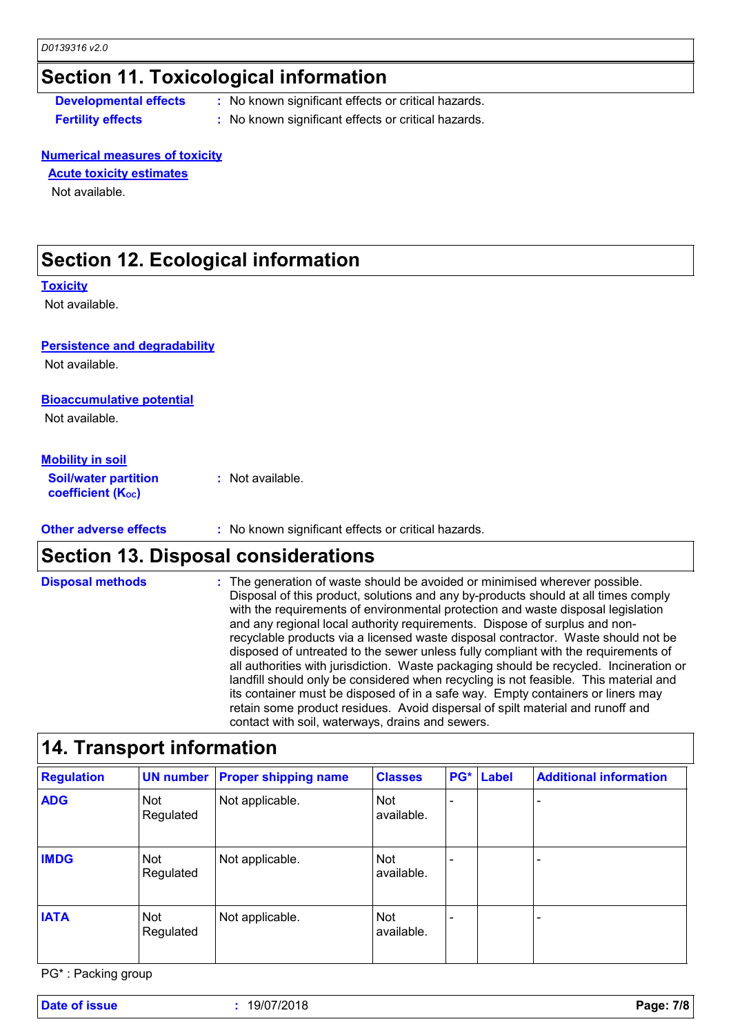## Section 11. Toxicological information

**Developmental effects** : No known significant effects or critical hazards.

**Fertility effects** : No known significant effects or critical hazards.

**Numerical measures of toxicity**

**Acute toxicity estimates**

Not available.

## Section 12. Ecological information

**Toxicity**

Not available.

**Persistence and degradability**

Not available.

**Bioaccumulative potential**

Not available.

**Mobility in soil**

**Soil/water partition coefficient ($K_{OC}$)** : Not available.

**Other adverse effects** : No known significant effects or critical hazards.

## Section 13. Disposal considerations

**Disposal methods** : The generation of waste should be avoided or minimised wherever possible. Disposal of this product, solutions and any by-products should at all times comply with the requirements of environmental protection and waste disposal legislation and any regional local authority requirements. Dispose of surplus and non-recyclable products via a licensed waste disposal contractor. Waste should not be disposed of untreated to the sewer unless fully compliant with the requirements of all authorities with jurisdiction. Waste packaging should be recycled. Incineration or landfill should only be considered when recycling is not feasible. This material and its container must be disposed of in a safe way. Empty containers or liners may retain some product residues. Avoid dispersal of spilt material and runoff and contact with soil, waterways, drains and sewers.

## 14. Transport information

| Regulation | UN number | Proper shipping name | Classes | PG* | Label | Additional information |
|---|---|---|---|---|---|---|
| ADG | Not Regulated | Not applicable. | Not available. | - | | - |
| IMDG | Not Regulated | Not applicable. | Not available. | - | | - |
| IATA | Not Regulated | Not applicable. | Not available. | - | | - |

PG* : Packing group

**Date of issue** : 19/07/2018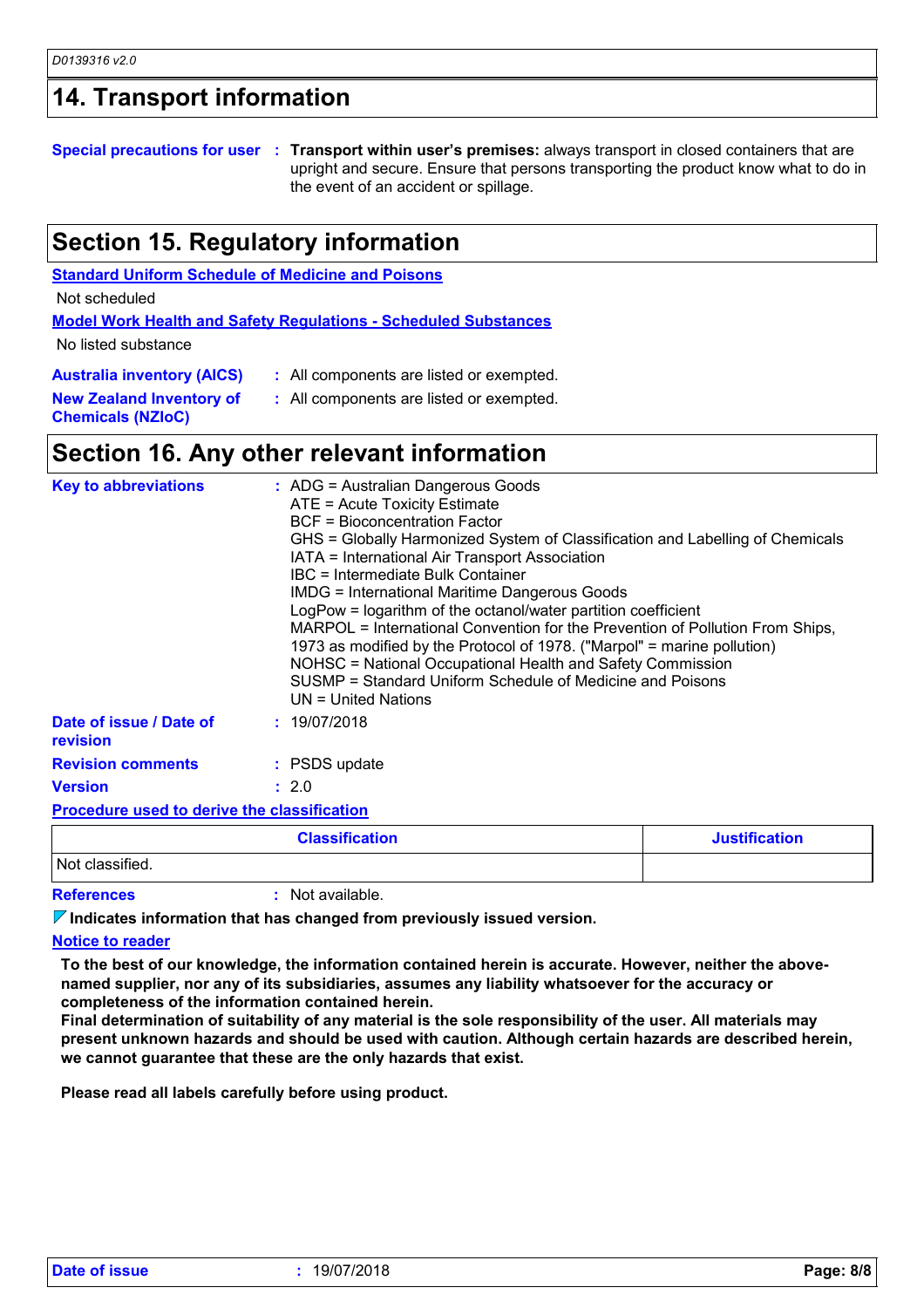## 14. Transport information

**Special precautions for user** : **Transport within user's premises:** always transport in closed containers that are upright and secure. Ensure that persons transporting the product know what to do in the event of an accident or spillage.

## Section 15. Regulatory information

**Standard Uniform Schedule of Medicine and Poisons**

Not scheduled

**Model Work Health and Safety Regulations - Scheduled Substances**

No listed substance

**Australia inventory (AICS)** : All components are listed or exempted.

**New Zealand Inventory of Chemicals (NZIoC)** : All components are listed or exempted.

## Section 16. Any other relevant information

**Key to abbreviations** :
ADG = Australian Dangerous Goods
ATE = Acute Toxicity Estimate
BCF = Bioconcentration Factor
GHS = Globally Harmonized System of Classification and Labelling of Chemicals
IATA = International Air Transport Association
IBC = Intermediate Bulk Container
IMDG = International Maritime Dangerous Goods
LogPow = logarithm of the octanol/water partition coefficient
MARPOL = International Convention for the Prevention of Pollution From Ships, 1973 as modified by the Protocol of 1978. ("Marpol" = marine pollution)
NOHSC = National Occupational Health and Safety Commission
SUSMP = Standard Uniform Schedule of Medicine and Poisons
UN = United Nations

**Date of issue / Date of revision** : 19/07/2018

**Revision comments** : PSDS update

**Version** : 2.0

**Procedure used to derive the classification**

| Classification | Justification |
| --- | --- |
| Not classified. | |

**References** : Not available.

**Indicates information that has changed from previously issued version.**

**Notice to reader**

**To the best of our knowledge, the information contained herein is accurate. However, neither the above-named supplier, nor any of its subsidiaries, assumes any liability whatsoever for the accuracy or completeness of the information contained herein.**
**Final determination of suitability of any material is the sole responsibility of the user. All materials may present unknown hazards and should be used with caution. Although certain hazards are described herein, we cannot guarantee that these are the only hazards that exist.**

**Please read all labels carefully before using product.**